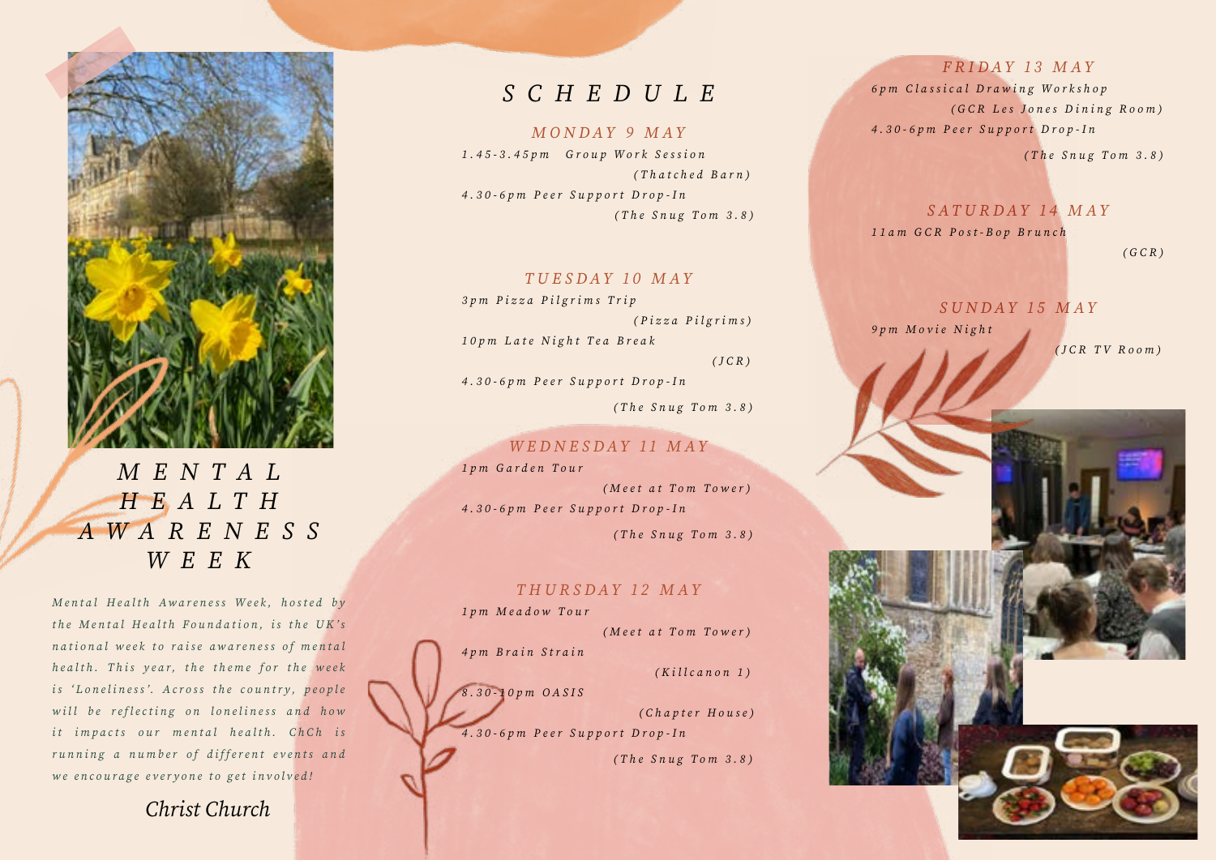# MENTAL HEALTH AWARENESS WEEK

*Mental Health Awareness Week, hosted by the Mental Health Foundation, is the UK's national week to raise awareness of mental health. This year, the theme for the week is 'Loneliness'. Across the country, people will be reflecting on loneliness and how it impacts our mental health. ChCh is running a number of different events and we encourage everyone to get involved!*

Christ Church

## SCHEDULE

### MONDAY 9 MAY

1.45-3.45pm Group Work Session
(Thatched Barn)

4.30-6pm Peer Support Drop-In
(The Snug Tom 3.8)

### TUESDAY 10 MAY

3pm Pizza Pilgrims Trip
(Pizza Pilgrims)

10pm Late Night Tea Break
(JCR)

4.30-6pm Peer Support Drop-In
(The Snug Tom 3.8)

### WEDNESDAY 11 MAY

1pm Garden Tour
(Meet at Tom Tower)

4.30-6pm Peer Support Drop-In
(The Snug Tom 3.8)

### THURSDAY 12 MAY

1pm Meadow Tour
(Meet at Tom Tower)

4pm Brain Strain
(Killcanon 1)

8.30-10pm OASIS
(Chapter House)

4.30-6pm Peer Support Drop-In
(The Snug Tom 3.8)

### FRIDAY 13 MAY

6pm Classical Drawing Workshop
(GCR Les Jones Dining Room)

4.30-6pm Peer Support Drop-In
(The Snug Tom 3.8)

### SATURDAY 14 MAY

11am GCR Post-Bop Brunch
(GCR)

### SUNDAY 15 MAY

9pm Movie Night
(JCR TV Room)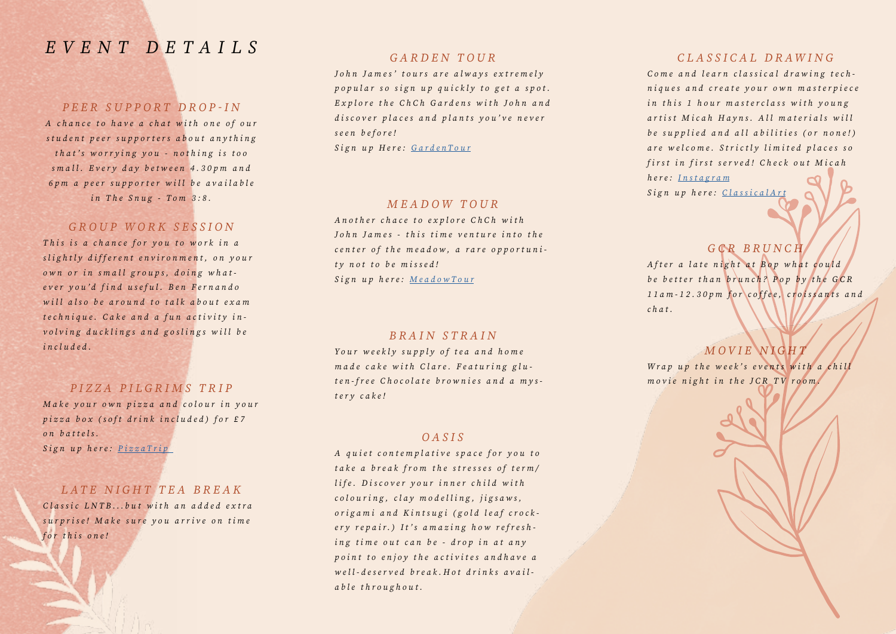# EVENT DETAILS

### PEER SUPPORT DROP-IN

A chance to have a chat with one of our student peer supporters about anything that's worrying you - nothing is too small. Every day between 4.30pm and 6pm a peer supporter will be available in The Snug - Tom 3:8.

### GROUP WORK SESSION

This is a chance for you to work in a slightly different environment, on your own or in small groups, doing whatever you'd find useful. Ben Fernando will also be around to talk about exam technique. Cake and a fun activity involving ducklings and goslings will be included.

### PIZZA PILGRIMS TRIP

Make your own pizza and colour in your pizza box (soft drink included) for £7 on battels.

Sign up here: PizzaTrip

### LATE NIGHT TEA BREAK

Classic LNTB...but with an added extra surprise! Make sure you arrive on time for this one!

### GARDEN TOUR

John James' tours are always extremely popular so sign up quickly to get a spot. Explore the ChCh Gardens with John and discover places and plants you've never seen before!

Sign up Here: GardenTour

### MEADOW TOUR

Another chace to explore ChCh with John James - this time venture into the center of the meadow, a rare opportunity not to be missed!

Sign up here: MeadowTour

### BRAIN STRAIN

Your weekly supply of tea and home made cake with Clare. Featuring gluten-free Chocolate brownies and a mystery cake!

### OASIS

A quiet contemplative space for you to take a break from the stresses of term/life. Discover your inner child with colouring, clay modelling, jigsaws, origami and Kintsugi (gold leaf crockery repair.) It's amazing how refreshing time out can be - drop in at any point to enjoy the activites andhave a well-deserved break.Hot drinks available throughout.

### CLASSICAL DRAWING

Come and learn classical drawing techniques and create your own masterpiece in this 1 hour masterclass with young artist Micah Hayns. All materials will be supplied and all abilities (or none!) are welcome. Strictly limited places so first in first served! Check out Micah here: Instagram

Sign up here: ClassicalArt

### GCR BRUNCH

After a late night at Bop what could be better than brunch? Pop by the GCR 11am-12.30pm for coffee, croissants and chat.

### MOVIE NIGHT

Wrap up the week's events with a chill movie night in the JCR TV room.